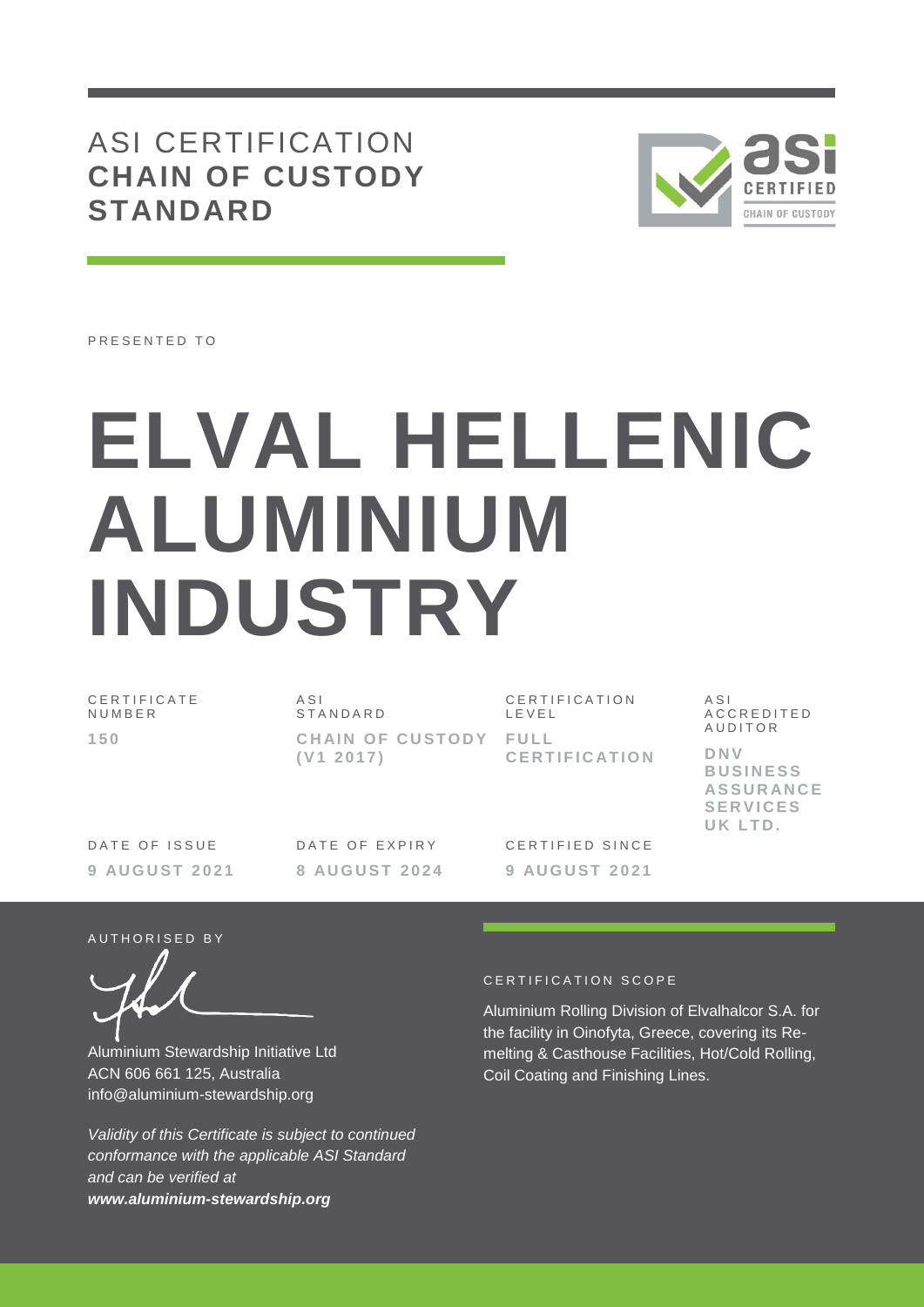# ASI CERTIFICATION
## CHAIN OF CUSTODY STANDARD

PRESENTED TO

# ELVAL HELLENIC ALUMINIUM INDUSTRY

| CERTIFICATE NUMBER | ASI STANDARD | CERTIFICATION LEVEL | ASI ACCREDITED AUDITOR |
|---|---|---|---|
| **150** | **CHAIN OF CUSTODY (V1 2017)** | **FULL CERTIFICATION** | **DNV BUSINESS ASSURANCE SERVICES UK LTD.** |

| DATE OF ISSUE | DATE OF EXPIRY | CERTIFIED SINCE |
|---|---|---|
| **9 AUGUST 2021** | **8 AUGUST 2024** | **9 AUGUST 2021** |

AUTHORISED BY

Aluminium Stewardship Initiative Ltd
ACN 606 661 125, Australia
info@aluminium-stewardship.org

*Validity of this Certificate is subject to continued conformance with the applicable ASI Standard and can be verified at **www.aluminium-stewardship.org***

CERTIFICATION SCOPE

Aluminium Rolling Division of Elvalhalcor S.A. for the facility in Oinofyta, Greece, covering its Re-melting & Casthouse Facilities, Hot/Cold Rolling, Coil Coating and Finishing Lines.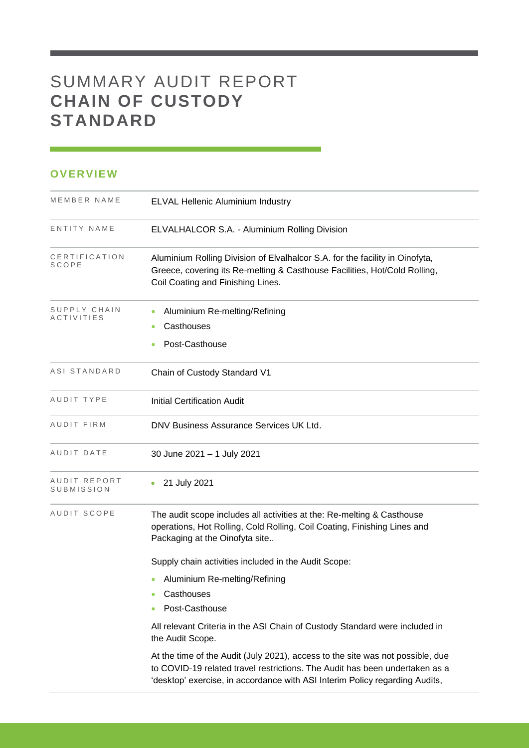# SUMMARY AUDIT REPORT **CHAIN OF CUSTODY STANDARD**

## OVERVIEW

| | |
|---|---|
| MEMBER NAME | ELVAL Hellenic Aluminium Industry |
| ENTITY NAME | ELVALHALCOR S.A. - Aluminium Rolling Division |
| CERTIFICATION SCOPE | Aluminium Rolling Division of Elvalhalcor S.A. for the facility in Oinofyta, Greece, covering its Re-melting & Casthouse Facilities, Hot/Cold Rolling, Coil Coating and Finishing Lines. |
| SUPPLY CHAIN ACTIVITIES | • Aluminium Re-melting/Refining<br>• Casthouses<br>• Post-Casthouse |
| ASI STANDARD | Chain of Custody Standard V1 |
| AUDIT TYPE | Initial Certification Audit |
| AUDIT FIRM | DNV Business Assurance Services UK Ltd. |
| AUDIT DATE | 30 June 2021 – 1 July 2021 |
| AUDIT REPORT SUBMISSION | • 21 July 2021 |
| AUDIT SCOPE | The audit scope includes all activities at the: Re-melting & Casthouse operations, Hot Rolling, Cold Rolling, Coil Coating, Finishing Lines and Packaging at the Oinofyta site..<br><br>Supply chain activities included in the Audit Scope:<br>• Aluminium Re-melting/Refining<br>• Casthouses<br>• Post-Casthouse<br><br>All relevant Criteria in the ASI Chain of Custody Standard were included in the Audit Scope.<br><br>At the time of the Audit (July 2021), access to the site was not possible, due to COVID-19 related travel restrictions. The Audit has been undertaken as a 'desktop' exercise, in accordance with ASI Interim Policy regarding Audits, |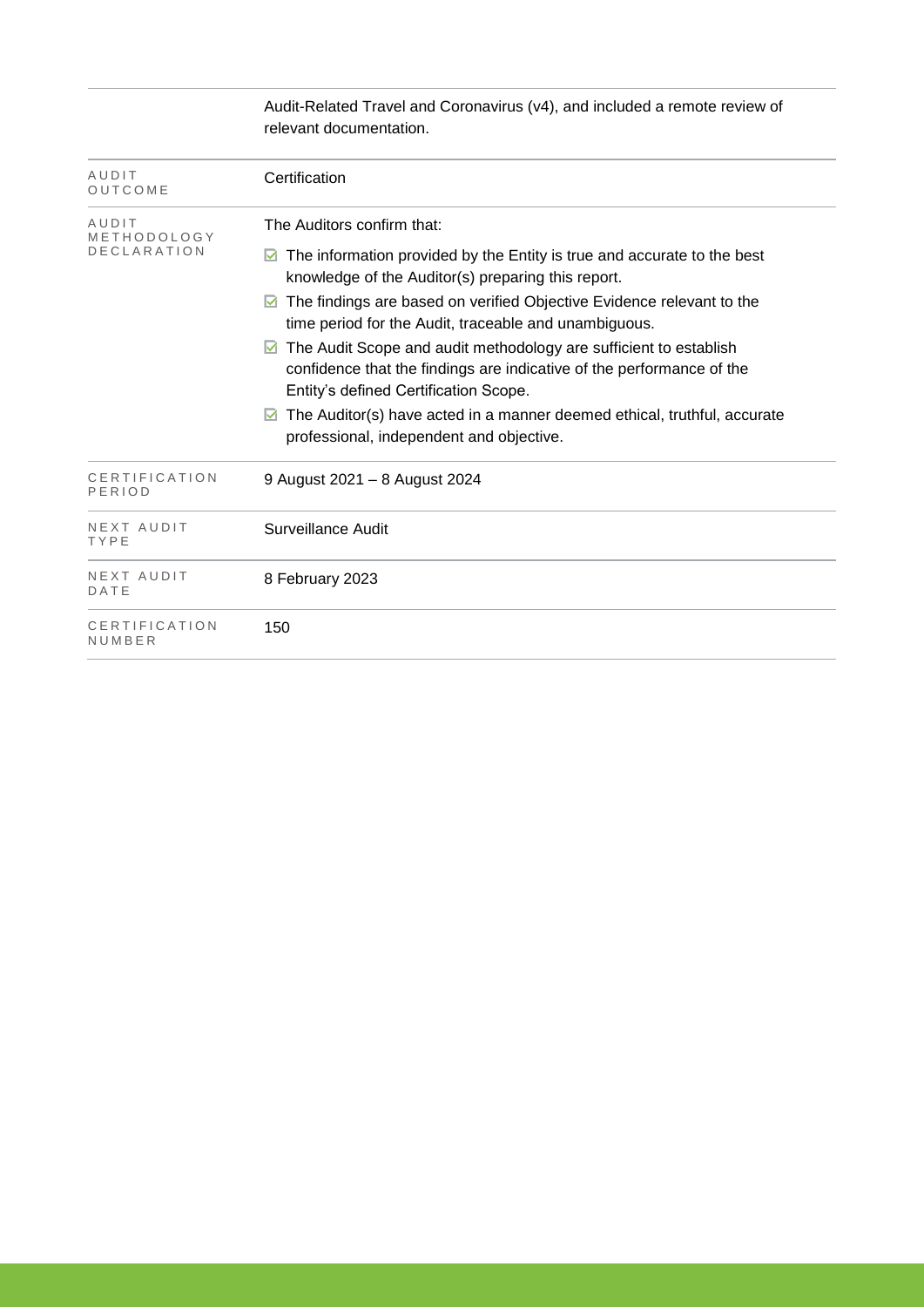| | |
|---|---|
| | Audit-Related Travel and Coronavirus (v4), and included a remote review of relevant documentation. |
| AUDIT OUTCOME | Certification |
| AUDIT METHODOLOGY DECLARATION | The Auditors confirm that:<br>☑ The information provided by the Entity is true and accurate to the best knowledge of the Auditor(s) preparing this report.<br>☑ The findings are based on verified Objective Evidence relevant to the time period for the Audit, traceable and unambiguous.<br>☑ The Audit Scope and audit methodology are sufficient to establish confidence that the findings are indicative of the performance of the Entity's defined Certification Scope.<br>☑ The Auditor(s) have acted in a manner deemed ethical, truthful, accurate professional, independent and objective. |
| CERTIFICATION PERIOD | 9 August 2021 – 8 August 2024 |
| NEXT AUDIT TYPE | Surveillance Audit |
| NEXT AUDIT DATE | 8 February 2023 |
| CERTIFICATION NUMBER | 150 |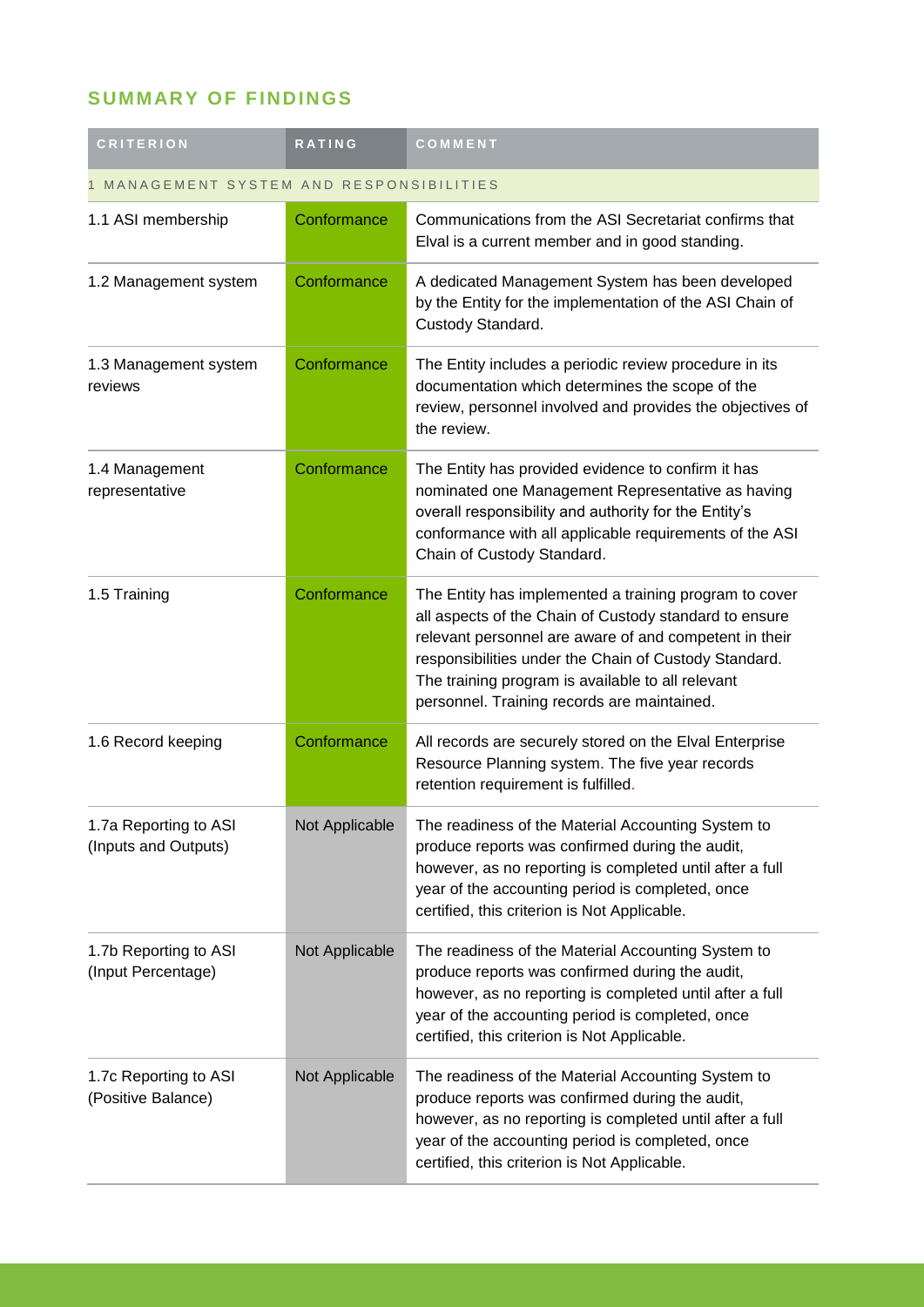## SUMMARY OF FINDINGS

| CRITERION | RATING | COMMENT |
|---|---|---|
| 1 MANAGEMENT SYSTEM AND RESPONSIBILITIES | | |
| 1.1 ASI membership | Conformance | Communications from the ASI Secretariat confirms that Elval is a current member and in good standing. |
| 1.2 Management system | Conformance | A dedicated Management System has been developed by the Entity for the implementation of the ASI Chain of Custody Standard. |
| 1.3 Management system reviews | Conformance | The Entity includes a periodic review procedure in its documentation which determines the scope of the review, personnel involved and provides the objectives of the review. |
| 1.4 Management representative | Conformance | The Entity has provided evidence to confirm it has nominated one Management Representative as having overall responsibility and authority for the Entity's conformance with all applicable requirements of the ASI Chain of Custody Standard. |
| 1.5 Training | Conformance | The Entity has implemented a training program to cover all aspects of the Chain of Custody standard to ensure relevant personnel are aware of and competent in their responsibilities under the Chain of Custody Standard. The training program is available to all relevant personnel. Training records are maintained. |
| 1.6 Record keeping | Conformance | All records are securely stored on the Elval Enterprise Resource Planning system. The five year records retention requirement is fulfilled. |
| 1.7a Reporting to ASI (Inputs and Outputs) | Not Applicable | The readiness of the Material Accounting System to produce reports was confirmed during the audit, however, as no reporting is completed until after a full year of the accounting period is completed, once certified, this criterion is Not Applicable. |
| 1.7b Reporting to ASI (Input Percentage) | Not Applicable | The readiness of the Material Accounting System to produce reports was confirmed during the audit, however, as no reporting is completed until after a full year of the accounting period is completed, once certified, this criterion is Not Applicable. |
| 1.7c Reporting to ASI (Positive Balance) | Not Applicable | The readiness of the Material Accounting System to produce reports was confirmed during the audit, however, as no reporting is completed until after a full year of the accounting period is completed, once certified, this criterion is Not Applicable. |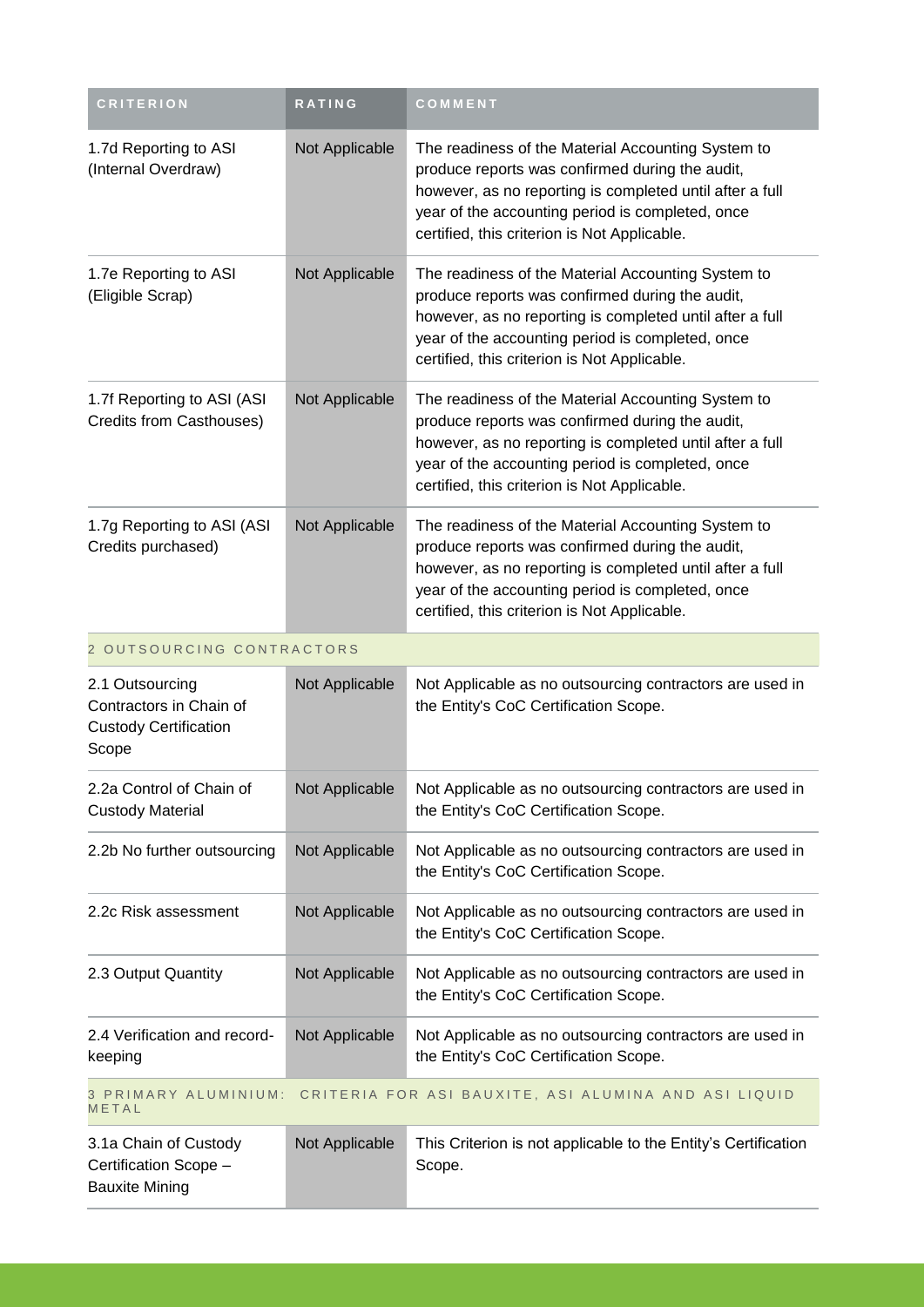| CRITERION | RATING | COMMENT |
| --- | --- | --- |
| 1.7d Reporting to ASI (Internal Overdraw) | Not Applicable | The readiness of the Material Accounting System to produce reports was confirmed during the audit, however, as no reporting is completed until after a full year of the accounting period is completed, once certified, this criterion is Not Applicable. |
| 1.7e Reporting to ASI (Eligible Scrap) | Not Applicable | The readiness of the Material Accounting System to produce reports was confirmed during the audit, however, as no reporting is completed until after a full year of the accounting period is completed, once certified, this criterion is Not Applicable. |
| 1.7f Reporting to ASI (ASI Credits from Casthouses) | Not Applicable | The readiness of the Material Accounting System to produce reports was confirmed during the audit, however, as no reporting is completed until after a full year of the accounting period is completed, once certified, this criterion is Not Applicable. |
| 1.7g Reporting to ASI (ASI Credits purchased) | Not Applicable | The readiness of the Material Accounting System to produce reports was confirmed during the audit, however, as no reporting is completed until after a full year of the accounting period is completed, once certified, this criterion is Not Applicable. |
| 2 OUTSOURCING CONTRACTORS | | |
| 2.1 Outsourcing Contractors in Chain of Custody Certification Scope | Not Applicable | Not Applicable as no outsourcing contractors are used in the Entity's CoC Certification Scope. |
| 2.2a Control of Chain of Custody Material | Not Applicable | Not Applicable as no outsourcing contractors are used in the Entity's CoC Certification Scope. |
| 2.2b No further outsourcing | Not Applicable | Not Applicable as no outsourcing contractors are used in the Entity's CoC Certification Scope. |
| 2.2c Risk assessment | Not Applicable | Not Applicable as no outsourcing contractors are used in the Entity's CoC Certification Scope. |
| 2.3 Output Quantity | Not Applicable | Not Applicable as no outsourcing contractors are used in the Entity's CoC Certification Scope. |
| 2.4 Verification and record-keeping | Not Applicable | Not Applicable as no outsourcing contractors are used in the Entity's CoC Certification Scope. |
| 3 PRIMARY ALUMINIUM: CRITERIA FOR ASI BAUXITE, ASI ALUMINA AND ASI LIQUID METAL | | |
| 3.1a Chain of Custody Certification Scope – Bauxite Mining | Not Applicable | This Criterion is not applicable to the Entity's Certification Scope. |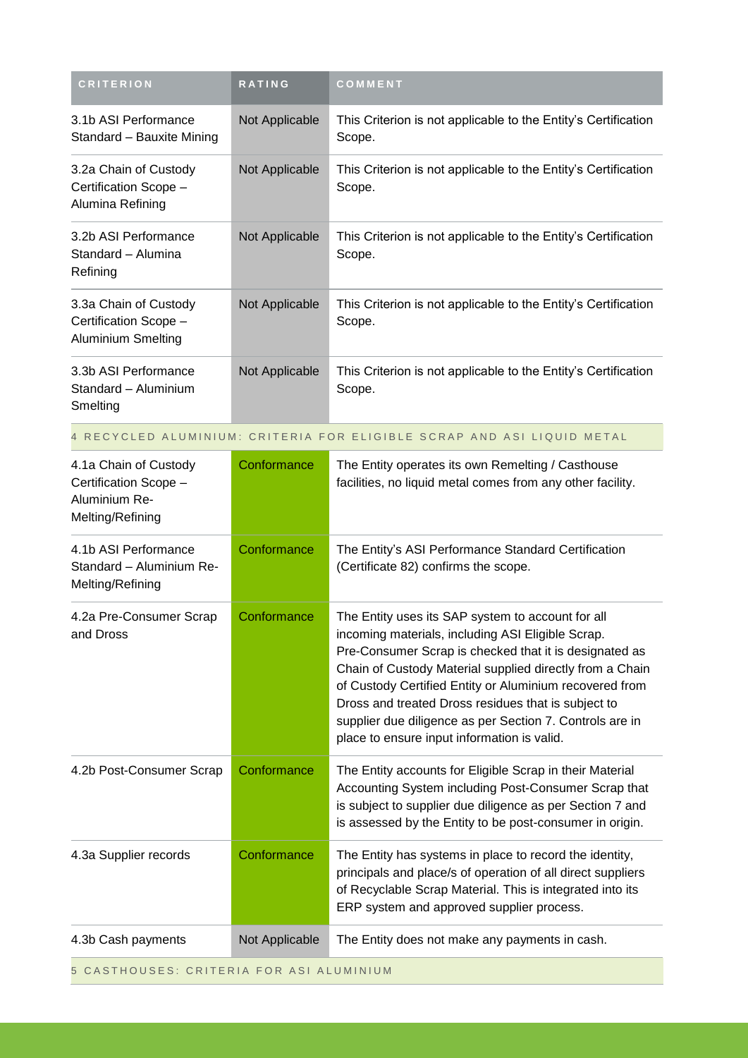| CRITERION | RATING | COMMENT |
| --- | --- | --- |
| 3.1b ASI Performance Standard – Bauxite Mining | Not Applicable | This Criterion is not applicable to the Entity's Certification Scope. |
| 3.2a Chain of Custody Certification Scope – Alumina Refining | Not Applicable | This Criterion is not applicable to the Entity's Certification Scope. |
| 3.2b ASI Performance Standard – Alumina Refining | Not Applicable | This Criterion is not applicable to the Entity's Certification Scope. |
| 3.3a Chain of Custody Certification Scope – Aluminium Smelting | Not Applicable | This Criterion is not applicable to the Entity's Certification Scope. |
| 3.3b ASI Performance Standard – Aluminium Smelting | Not Applicable | This Criterion is not applicable to the Entity's Certification Scope. |
| 4 RECYCLED ALUMINIUM: CRITERIA FOR ELIGIBLE SCRAP AND ASI LIQUID METAL | | |
| 4.1a Chain of Custody Certification Scope – Aluminium Re-Melting/Refining | Conformance | The Entity operates its own Remelting / Casthouse facilities, no liquid metal comes from any other facility. |
| 4.1b ASI Performance Standard – Aluminium Re-Melting/Refining | Conformance | The Entity's ASI Performance Standard Certification (Certificate 82) confirms the scope. |
| 4.2a Pre-Consumer Scrap and Dross | Conformance | The Entity uses its SAP system to account for all incoming materials, including ASI Eligible Scrap. Pre-Consumer Scrap is checked that it is designated as Chain of Custody Material supplied directly from a Chain of Custody Certified Entity or Aluminium recovered from Dross and treated Dross residues that is subject to supplier due diligence as per Section 7. Controls are in place to ensure input information is valid. |
| 4.2b Post-Consumer Scrap | Conformance | The Entity accounts for Eligible Scrap in their Material Accounting System including Post-Consumer Scrap that is subject to supplier due diligence as per Section 7 and is assessed by the Entity to be post-consumer in origin. |
| 4.3a Supplier records | Conformance | The Entity has systems in place to record the identity, principals and place/s of operation of all direct suppliers of Recyclable Scrap Material. This is integrated into its ERP system and approved supplier process. |
| 4.3b Cash payments | Not Applicable | The Entity does not make any payments in cash. |
| 5 CASTHOUSES: CRITERIA FOR ASI ALUMINIUM | | |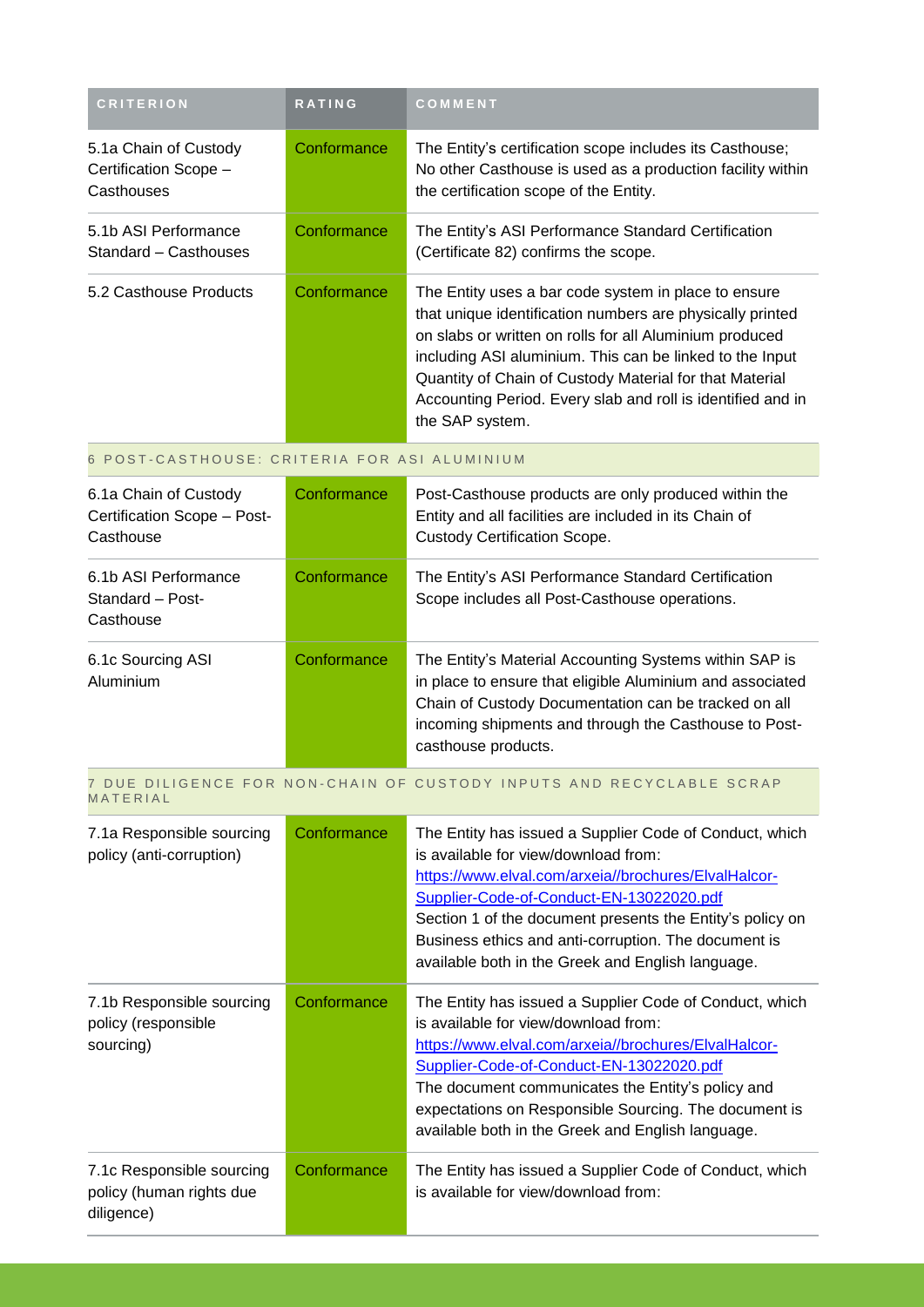| CRITERION | RATING | COMMENT |
| --- | --- | --- |
| 5.1a Chain of Custody Certification Scope – Casthouses | Conformance | The Entity's certification scope includes its Casthouse; No other Casthouse is used as a production facility within the certification scope of the Entity. |
| 5.1b ASI Performance Standard – Casthouses | Conformance | The Entity's ASI Performance Standard Certification (Certificate 82) confirms the scope. |
| 5.2 Casthouse Products | Conformance | The Entity uses a bar code system in place to ensure that unique identification numbers are physically printed on slabs or written on rolls for all Aluminium produced including ASI aluminium. This can be linked to the Input Quantity of Chain of Custody Material for that Material Accounting Period. Every slab and roll is identified and in the SAP system. |
| 6 POST-CASTHOUSE: CRITERIA FOR ASI ALUMINIUM | | |
| 6.1a Chain of Custody Certification Scope – Post-Casthouse | Conformance | Post-Casthouse products are only produced within the Entity and all facilities are included in its Chain of Custody Certification Scope. |
| 6.1b ASI Performance Standard – Post-Casthouse | Conformance | The Entity's ASI Performance Standard Certification Scope includes all Post-Casthouse operations. |
| 6.1c Sourcing ASI Aluminium | Conformance | The Entity's Material Accounting Systems within SAP is in place to ensure that eligible Aluminium and associated Chain of Custody Documentation can be tracked on all incoming shipments and through the Casthouse to Post-casthouse products. |
| 7 DUE DILIGENCE FOR NON-CHAIN OF CUSTODY INPUTS AND RECYCLABLE SCRAP MATERIAL | | |
| 7.1a Responsible sourcing policy (anti-corruption) | Conformance | The Entity has issued a Supplier Code of Conduct, which is available for view/download from: https://www.elval.com/arxeia//brochures/ElvalHalcor-Supplier-Code-of-Conduct-EN-13022020.pdf Section 1 of the document presents the Entity's policy on Business ethics and anti-corruption. The document is available both in the Greek and English language. |
| 7.1b Responsible sourcing policy (responsible sourcing) | Conformance | The Entity has issued a Supplier Code of Conduct, which is available for view/download from: https://www.elval.com/arxeia//brochures/ElvalHalcor-Supplier-Code-of-Conduct-EN-13022020.pdf The document communicates the Entity's policy and expectations on Responsible Sourcing. The document is available both in the Greek and English language. |
| 7.1c Responsible sourcing policy (human rights due diligence) | Conformance | The Entity has issued a Supplier Code of Conduct, which is available for view/download from: |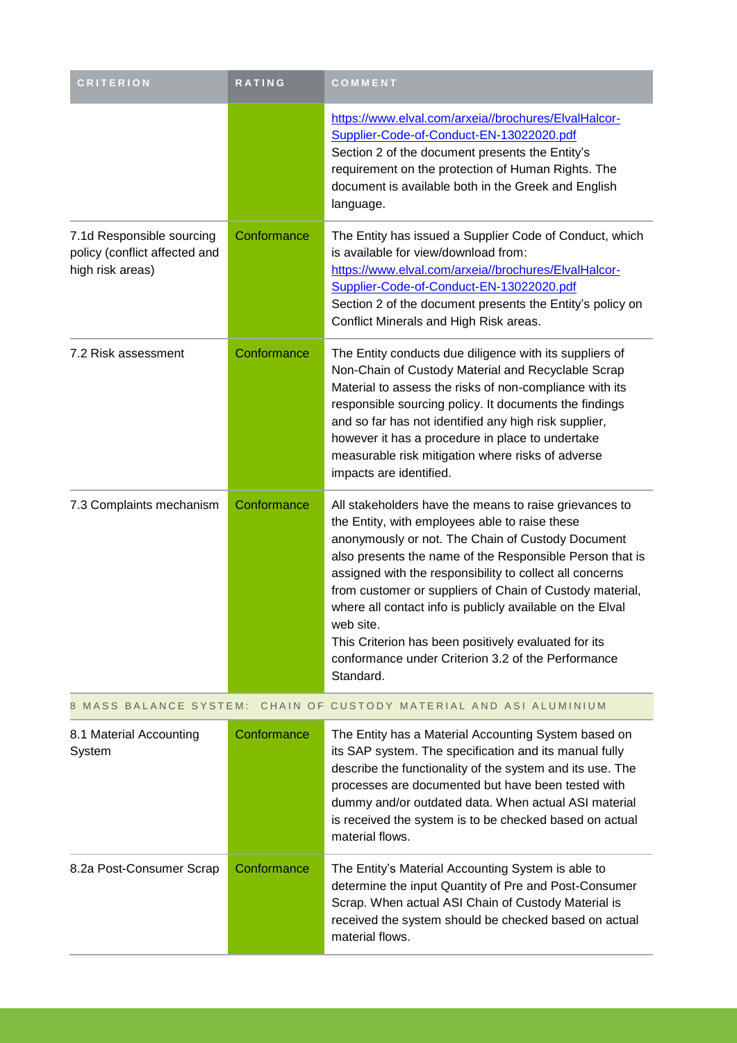| CRITERION | RATING | COMMENT |
|---|---|---|
| | | https://www.elval.com/arxeia//brochures/ElvalHalcor-Supplier-Code-of-Conduct-EN-13022020.pdf Section 2 of the document presents the Entity's requirement on the protection of Human Rights. The document is available both in the Greek and English language. |
| 7.1d Responsible sourcing policy (conflict affected and high risk areas) | Conformance | The Entity has issued a Supplier Code of Conduct, which is available for view/download from: https://www.elval.com/arxeia//brochures/ElvalHalcor-Supplier-Code-of-Conduct-EN-13022020.pdf Section 2 of the document presents the Entity's policy on Conflict Minerals and High Risk areas. |
| 7.2 Risk assessment | Conformance | The Entity conducts due diligence with its suppliers of Non-Chain of Custody Material and Recyclable Scrap Material to assess the risks of non-compliance with its responsible sourcing policy. It documents the findings and so far has not identified any high risk supplier, however it has a procedure in place to undertake measurable risk mitigation where risks of adverse impacts are identified. |
| 7.3 Complaints mechanism | Conformance | All stakeholders have the means to raise grievances to the Entity, with employees able to raise these anonymously or not. The Chain of Custody Document also presents the name of the Responsible Person that is assigned with the responsibility to collect all concerns from customer or suppliers of Chain of Custody material, where all contact info is publicly available on the Elval web site. This Criterion has been positively evaluated for its conformance under Criterion 3.2 of the Performance Standard. |
| **8 MASS BALANCE SYSTEM: CHAIN OF CUSTODY MATERIAL AND ASI ALUMINIUM** | | |
| 8.1 Material Accounting System | Conformance | The Entity has a Material Accounting System based on its SAP system. The specification and its manual fully describe the functionality of the system and its use. The processes are documented but have been tested with dummy and/or outdated data. When actual ASI material is received the system is to be checked based on actual material flows. |
| 8.2a Post-Consumer Scrap | Conformance | The Entity's Material Accounting System is able to determine the input Quantity of Pre and Post-Consumer Scrap. When actual ASI Chain of Custody Material is received the system should be checked based on actual material flows. |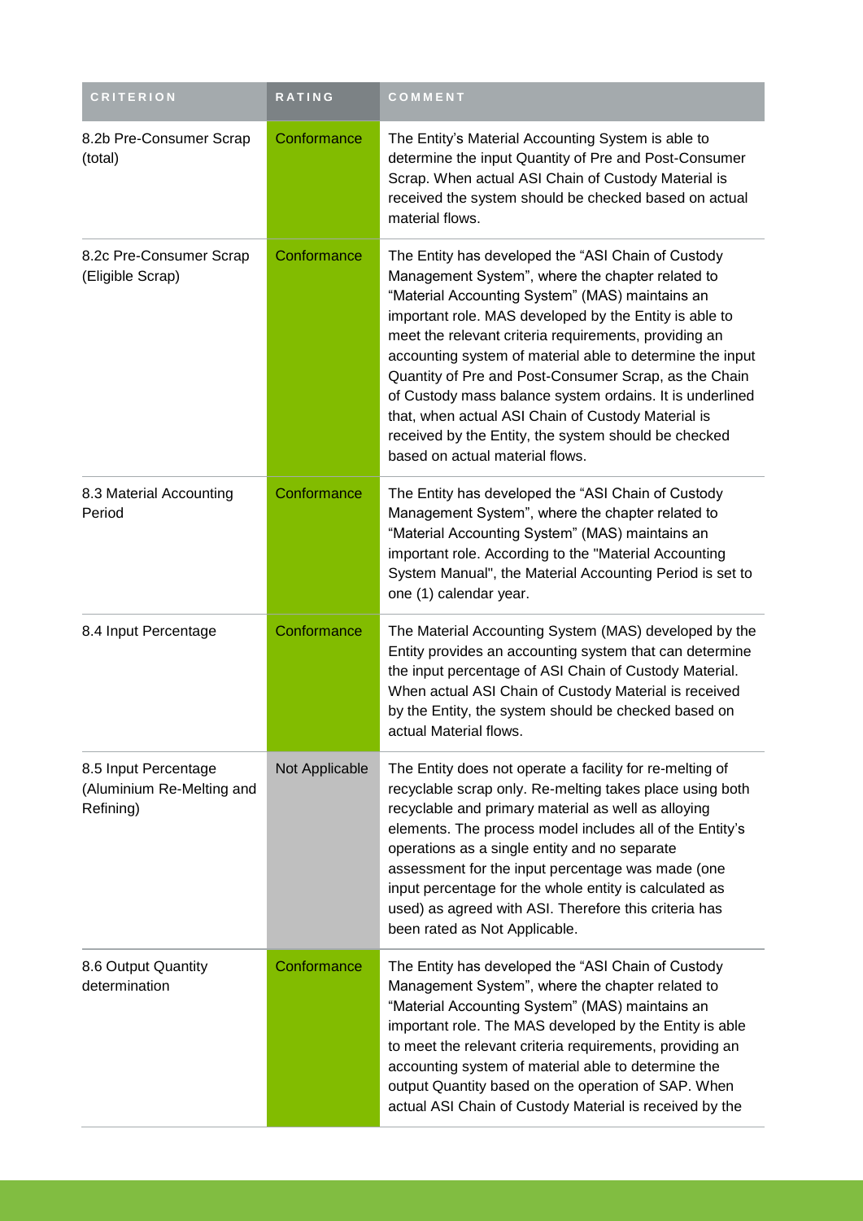| CRITERION | RATING | COMMENT |
| --- | --- | --- |
| 8.2b Pre-Consumer Scrap (total) | Conformance | The Entity's Material Accounting System is able to determine the input Quantity of Pre and Post-Consumer Scrap. When actual ASI Chain of Custody Material is received the system should be checked based on actual material flows. |
| 8.2c Pre-Consumer Scrap (Eligible Scrap) | Conformance | The Entity has developed the "ASI Chain of Custody Management System", where the chapter related to "Material Accounting System" (MAS) maintains an important role. MAS developed by the Entity is able to meet the relevant criteria requirements, providing an accounting system of material able to determine the input Quantity of Pre and Post-Consumer Scrap, as the Chain of Custody mass balance system ordains. It is underlined that, when actual ASI Chain of Custody Material is received by the Entity, the system should be checked based on actual material flows. |
| 8.3 Material Accounting Period | Conformance | The Entity has developed the "ASI Chain of Custody Management System", where the chapter related to "Material Accounting System" (MAS) maintains an important role. According to the "Material Accounting System Manual", the Material Accounting Period is set to one (1) calendar year. |
| 8.4 Input Percentage | Conformance | The Material Accounting System (MAS) developed by the Entity provides an accounting system that can determine the input percentage of ASI Chain of Custody Material. When actual ASI Chain of Custody Material is received by the Entity, the system should be checked based on actual Material flows. |
| 8.5 Input Percentage (Aluminium Re-Melting and Refining) | Not Applicable | The Entity does not operate a facility for re-melting of recyclable scrap only. Re-melting takes place using both recyclable and primary material as well as alloying elements. The process model includes all of the Entity's operations as a single entity and no separate assessment for the input percentage was made (one input percentage for the whole entity is calculated as used) as agreed with ASI. Therefore this criteria has been rated as Not Applicable. |
| 8.6 Output Quantity determination | Conformance | The Entity has developed the "ASI Chain of Custody Management System", where the chapter related to "Material Accounting System" (MAS) maintains an important role. The MAS developed by the Entity is able to meet the relevant criteria requirements, providing an accounting system of material able to determine the output Quantity based on the operation of SAP. When actual ASI Chain of Custody Material is received by the |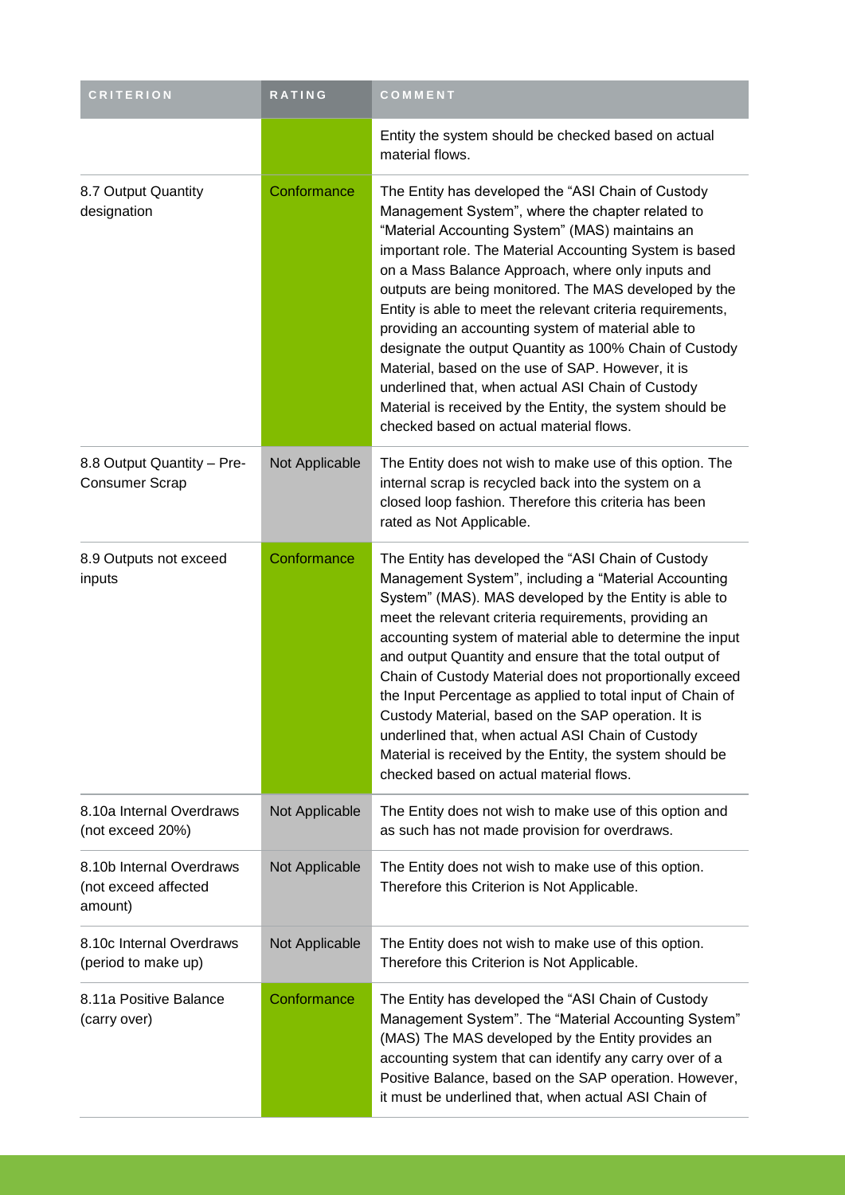| CRITERION | RATING | COMMENT |
| --- | --- | --- |
| | | Entity the system should be checked based on actual material flows. |
| 8.7 Output Quantity designation | Conformance | The Entity has developed the "ASI Chain of Custody Management System", where the chapter related to "Material Accounting System" (MAS) maintains an important role. The Material Accounting System is based on a Mass Balance Approach, where only inputs and outputs are being monitored. The MAS developed by the Entity is able to meet the relevant criteria requirements, providing an accounting system of material able to designate the output Quantity as 100% Chain of Custody Material, based on the use of SAP. However, it is underlined that, when actual ASI Chain of Custody Material is received by the Entity, the system should be checked based on actual material flows. |
| 8.8 Output Quantity – Pre-Consumer Scrap | Not Applicable | The Entity does not wish to make use of this option. The internal scrap is recycled back into the system on a closed loop fashion. Therefore this criteria has been rated as Not Applicable. |
| 8.9 Outputs not exceed inputs | Conformance | The Entity has developed the "ASI Chain of Custody Management System", including a "Material Accounting System" (MAS). MAS developed by the Entity is able to meet the relevant criteria requirements, providing an accounting system of material able to determine the input and output Quantity and ensure that the total output of Chain of Custody Material does not proportionally exceed the Input Percentage as applied to total input of Chain of Custody Material, based on the SAP operation. It is underlined that, when actual ASI Chain of Custody Material is received by the Entity, the system should be checked based on actual material flows. |
| 8.10a Internal Overdraws (not exceed 20%) | Not Applicable | The Entity does not wish to make use of this option and as such has not made provision for overdraws. |
| 8.10b Internal Overdraws (not exceed affected amount) | Not Applicable | The Entity does not wish to make use of this option. Therefore this Criterion is Not Applicable. |
| 8.10c Internal Overdraws (period to make up) | Not Applicable | The Entity does not wish to make use of this option. Therefore this Criterion is Not Applicable. |
| 8.11a Positive Balance (carry over) | Conformance | The Entity has developed the "ASI Chain of Custody Management System". The "Material Accounting System" (MAS) The MAS developed by the Entity provides an accounting system that can identify any carry over of a Positive Balance, based on the SAP operation. However, it must be underlined that, when actual ASI Chain of |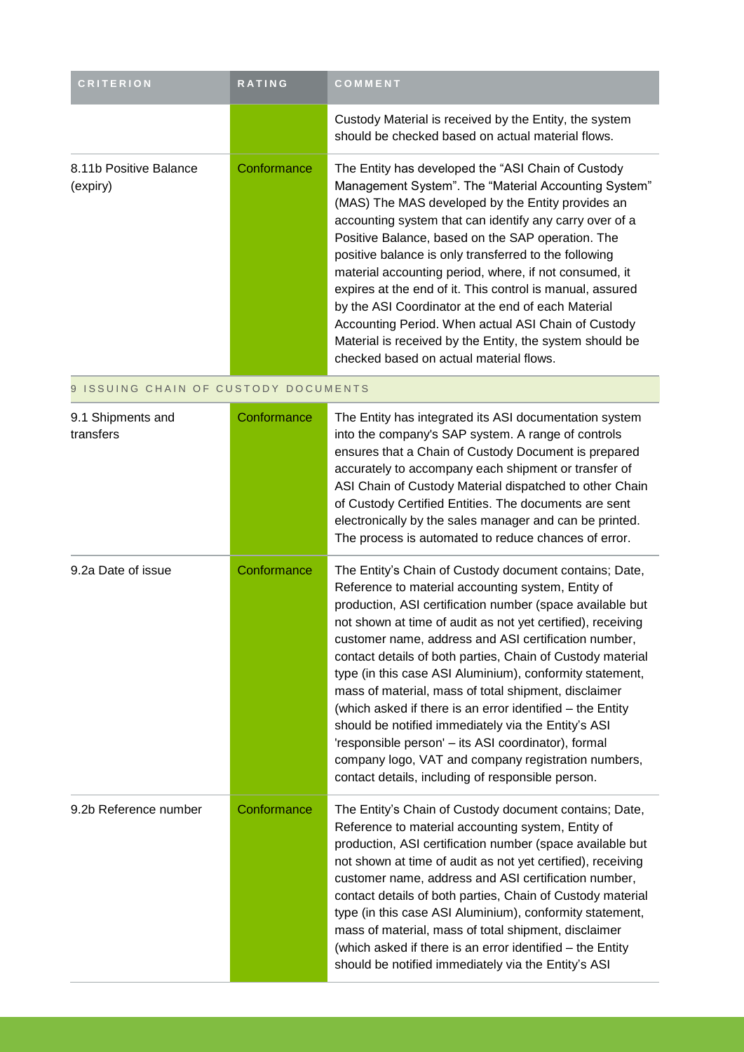| CRITERION | RATING | COMMENT |
|---|---|---|
| | | Custody Material is received by the Entity, the system should be checked based on actual material flows. |
| 8.11b Positive Balance (expiry) | Conformance | The Entity has developed the "ASI Chain of Custody Management System". The "Material Accounting System" (MAS) The MAS developed by the Entity provides an accounting system that can identify any carry over of a Positive Balance, based on the SAP operation. The positive balance is only transferred to the following material accounting period, where, if not consumed, it expires at the end of it. This control is manual, assured by the ASI Coordinator at the end of each Material Accounting Period. When actual ASI Chain of Custody Material is received by the Entity, the system should be checked based on actual material flows. |
| 9 ISSUING CHAIN OF CUSTODY DOCUMENTS | | |
| 9.1 Shipments and transfers | Conformance | The Entity has integrated its ASI documentation system into the company's SAP system. A range of controls ensures that a Chain of Custody Document is prepared accurately to accompany each shipment or transfer of ASI Chain of Custody Material dispatched to other Chain of Custody Certified Entities. The documents are sent electronically by the sales manager and can be printed. The process is automated to reduce chances of error. |
| 9.2a Date of issue | Conformance | The Entity's Chain of Custody document contains; Date, Reference to material accounting system, Entity of production, ASI certification number (space available but not shown at time of audit as not yet certified), receiving customer name, address and ASI certification number, contact details of both parties, Chain of Custody material type (in this case ASI Aluminium), conformity statement, mass of material, mass of total shipment, disclaimer (which asked if there is an error identified – the Entity should be notified immediately via the Entity's ASI 'responsible person' – its ASI coordinator), formal company logo, VAT and company registration numbers, contact details, including of responsible person. |
| 9.2b Reference number | Conformance | The Entity's Chain of Custody document contains; Date, Reference to material accounting system, Entity of production, ASI certification number (space available but not shown at time of audit as not yet certified), receiving customer name, address and ASI certification number, contact details of both parties, Chain of Custody material type (in this case ASI Aluminium), conformity statement, mass of material, mass of total shipment, disclaimer (which asked if there is an error identified – the Entity should be notified immediately via the Entity's ASI |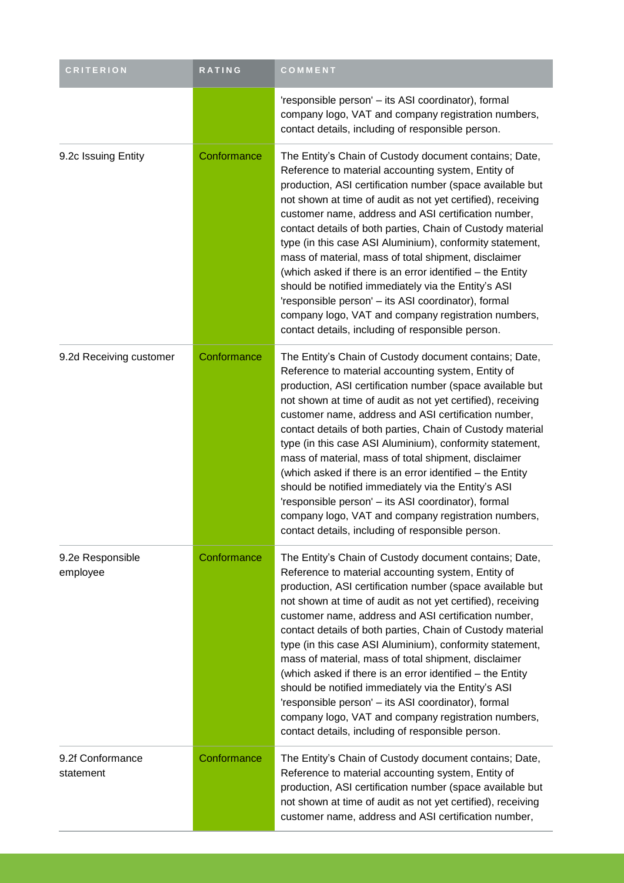| CRITERION | RATING | COMMENT |
| --- | --- | --- |
| | | 'responsible person' – its ASI coordinator), formal company logo, VAT and company registration numbers, contact details, including of responsible person. |
| 9.2c Issuing Entity | Conformance | The Entity's Chain of Custody document contains; Date, Reference to material accounting system, Entity of production, ASI certification number (space available but not shown at time of audit as not yet certified), receiving customer name, address and ASI certification number, contact details of both parties, Chain of Custody material type (in this case ASI Aluminium), conformity statement, mass of material, mass of total shipment, disclaimer (which asked if there is an error identified – the Entity should be notified immediately via the Entity's ASI 'responsible person' – its ASI coordinator), formal company logo, VAT and company registration numbers, contact details, including of responsible person. |
| 9.2d Receiving customer | Conformance | The Entity's Chain of Custody document contains; Date, Reference to material accounting system, Entity of production, ASI certification number (space available but not shown at time of audit as not yet certified), receiving customer name, address and ASI certification number, contact details of both parties, Chain of Custody material type (in this case ASI Aluminium), conformity statement, mass of material, mass of total shipment, disclaimer (which asked if there is an error identified – the Entity should be notified immediately via the Entity's ASI 'responsible person' – its ASI coordinator), formal company logo, VAT and company registration numbers, contact details, including of responsible person. |
| 9.2e Responsible employee | Conformance | The Entity's Chain of Custody document contains; Date, Reference to material accounting system, Entity of production, ASI certification number (space available but not shown at time of audit as not yet certified), receiving customer name, address and ASI certification number, contact details of both parties, Chain of Custody material type (in this case ASI Aluminium), conformity statement, mass of material, mass of total shipment, disclaimer (which asked if there is an error identified – the Entity should be notified immediately via the Entity's ASI 'responsible person' – its ASI coordinator), formal company logo, VAT and company registration numbers, contact details, including of responsible person. |
| 9.2f Conformance statement | Conformance | The Entity's Chain of Custody document contains; Date, Reference to material accounting system, Entity of production, ASI certification number (space available but not shown at time of audit as not yet certified), receiving customer name, address and ASI certification number, |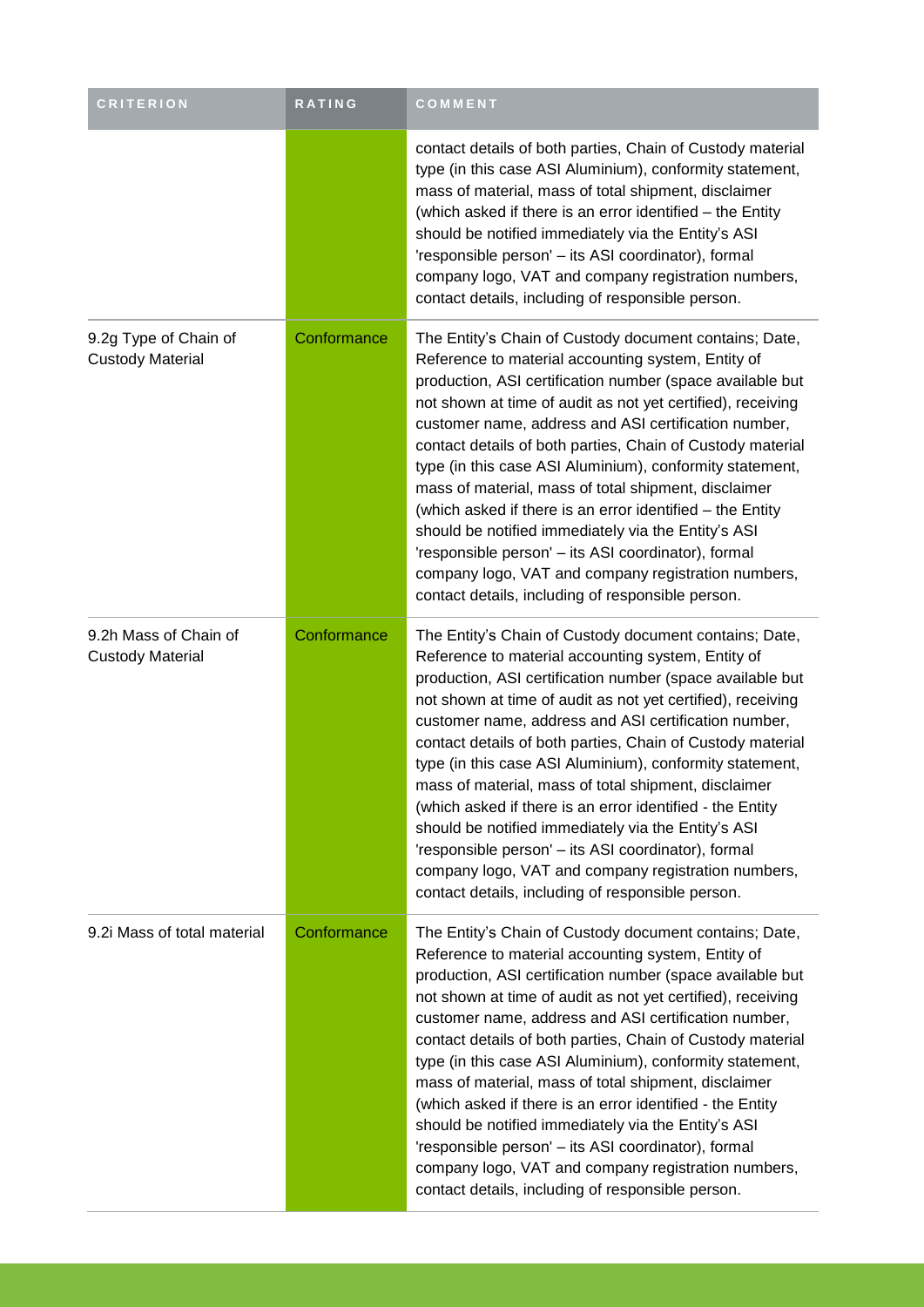| CRITERION | RATING | COMMENT |
| --- | --- | --- |
| | | contact details of both parties, Chain of Custody material type (in this case ASI Aluminium), conformity statement, mass of material, mass of total shipment, disclaimer (which asked if there is an error identified – the Entity should be notified immediately via the Entity's ASI 'responsible person' – its ASI coordinator), formal company logo, VAT and company registration numbers, contact details, including of responsible person. |
| 9.2g Type of Chain of Custody Material | Conformance | The Entity's Chain of Custody document contains; Date, Reference to material accounting system, Entity of production, ASI certification number (space available but not shown at time of audit as not yet certified), receiving customer name, address and ASI certification number, contact details of both parties, Chain of Custody material type (in this case ASI Aluminium), conformity statement, mass of material, mass of total shipment, disclaimer (which asked if there is an error identified – the Entity should be notified immediately via the Entity's ASI 'responsible person' – its ASI coordinator), formal company logo, VAT and company registration numbers, contact details, including of responsible person. |
| 9.2h Mass of Chain of Custody Material | Conformance | The Entity's Chain of Custody document contains; Date, Reference to material accounting system, Entity of production, ASI certification number (space available but not shown at time of audit as not yet certified), receiving customer name, address and ASI certification number, contact details of both parties, Chain of Custody material type (in this case ASI Aluminium), conformity statement, mass of material, mass of total shipment, disclaimer (which asked if there is an error identified - the Entity should be notified immediately via the Entity's ASI 'responsible person' – its ASI coordinator), formal company logo, VAT and company registration numbers, contact details, including of responsible person. |
| 9.2i Mass of total material | Conformance | The Entity's Chain of Custody document contains; Date, Reference to material accounting system, Entity of production, ASI certification number (space available but not shown at time of audit as not yet certified), receiving customer name, address and ASI certification number, contact details of both parties, Chain of Custody material type (in this case ASI Aluminium), conformity statement, mass of material, mass of total shipment, disclaimer (which asked if there is an error identified - the Entity should be notified immediately via the Entity's ASI 'responsible person' – its ASI coordinator), formal company logo, VAT and company registration numbers, contact details, including of responsible person. |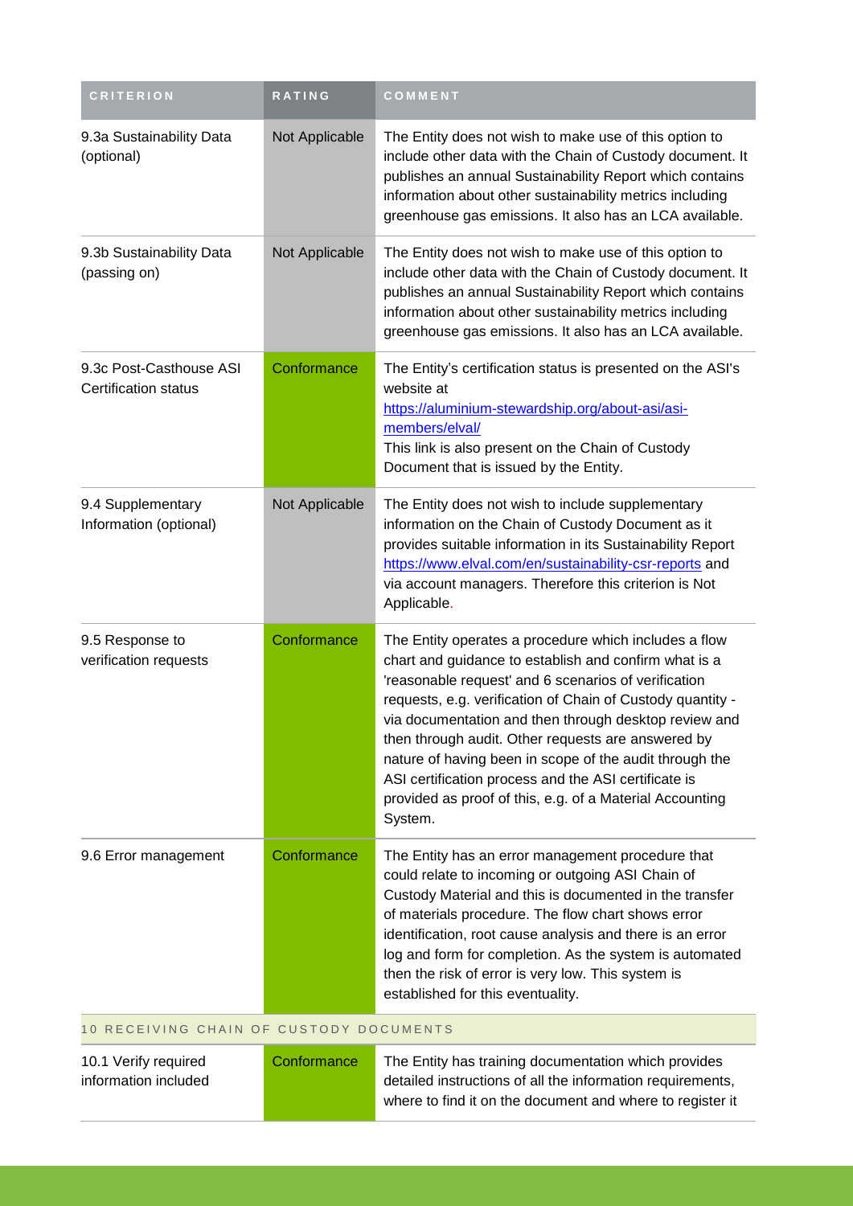| CRITERION | RATING | COMMENT |
| --- | --- | --- |
| 9.3a Sustainability Data (optional) | Not Applicable | The Entity does not wish to make use of this option to include other data with the Chain of Custody document. It publishes an annual Sustainability Report which contains information about other sustainability metrics including greenhouse gas emissions. It also has an LCA available. |
| 9.3b Sustainability Data (passing on) | Not Applicable | The Entity does not wish to make use of this option to include other data with the Chain of Custody document. It publishes an annual Sustainability Report which contains information about other sustainability metrics including greenhouse gas emissions. It also has an LCA available. |
| 9.3c Post-Casthouse ASI Certification status | Conformance | The Entity's certification status is presented on the ASI's website at https://aluminium-stewardship.org/about-asi/asi-members/elval/ This link is also present on the Chain of Custody Document that is issued by the Entity. |
| 9.4 Supplementary Information (optional) | Not Applicable | The Entity does not wish to include supplementary information on the Chain of Custody Document as it provides suitable information in its Sustainability Report https://www.elval.com/en/sustainability-csr-reports and via account managers. Therefore this criterion is Not Applicable. |
| 9.5 Response to verification requests | Conformance | The Entity operates a procedure which includes a flow chart and guidance to establish and confirm what is a 'reasonable request' and 6 scenarios of verification requests, e.g. verification of Chain of Custody quantity - via documentation and then through desktop review and then through audit. Other requests are answered by nature of having been in scope of the audit through the ASI certification process and the ASI certificate is provided as proof of this, e.g. of a Material Accounting System. |
| 9.6 Error management | Conformance | The Entity has an error management procedure that could relate to incoming or outgoing ASI Chain of Custody Material and this is documented in the transfer of materials procedure. The flow chart shows error identification, root cause analysis and there is an error log and form for completion. As the system is automated then the risk of error is very low. This system is established for this eventuality. |
| **10 RECEIVING CHAIN OF CUSTODY DOCUMENTS** | | |
| 10.1 Verify required information included | Conformance | The Entity has training documentation which provides detailed instructions of all the information requirements, where to find it on the document and where to register it |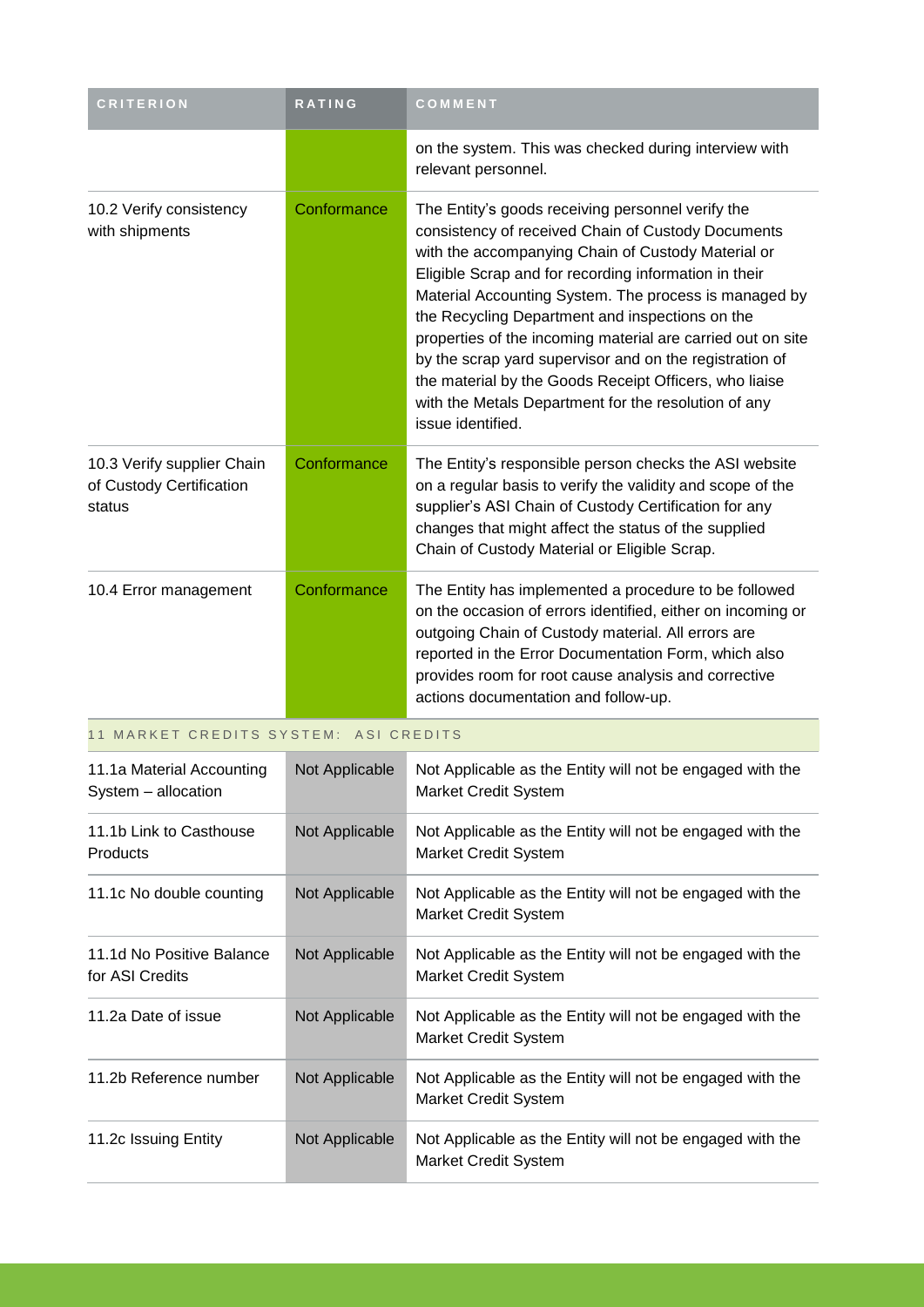| CRITERION | RATING | COMMENT |
| --- | --- | --- |
| | | on the system. This was checked during interview with relevant personnel. |
| 10.2 Verify consistency with shipments | Conformance | The Entity's goods receiving personnel verify the consistency of received Chain of Custody Documents with the accompanying Chain of Custody Material or Eligible Scrap and for recording information in their Material Accounting System. The process is managed by the Recycling Department and inspections on the properties of the incoming material are carried out on site by the scrap yard supervisor and on the registration of the material by the Goods Receipt Officers, who liaise with the Metals Department for the resolution of any issue identified. |
| 10.3 Verify supplier Chain of Custody Certification status | Conformance | The Entity's responsible person checks the ASI website on a regular basis to verify the validity and scope of the supplier's ASI Chain of Custody Certification for any changes that might affect the status of the supplied Chain of Custody Material or Eligible Scrap. |
| 10.4 Error management | Conformance | The Entity has implemented a procedure to be followed on the occasion of errors identified, either on incoming or outgoing Chain of Custody material. All errors are reported in the Error Documentation Form, which also provides room for root cause analysis and corrective actions documentation and follow-up. |
| 11 MARKET CREDITS SYSTEM: ASI CREDITS | | |
| 11.1a Material Accounting System – allocation | Not Applicable | Not Applicable as the Entity will not be engaged with the Market Credit System |
| 11.1b Link to Casthouse Products | Not Applicable | Not Applicable as the Entity will not be engaged with the Market Credit System |
| 11.1c No double counting | Not Applicable | Not Applicable as the Entity will not be engaged with the Market Credit System |
| 11.1d No Positive Balance for ASI Credits | Not Applicable | Not Applicable as the Entity will not be engaged with the Market Credit System |
| 11.2a Date of issue | Not Applicable | Not Applicable as the Entity will not be engaged with the Market Credit System |
| 11.2b Reference number | Not Applicable | Not Applicable as the Entity will not be engaged with the Market Credit System |
| 11.2c Issuing Entity | Not Applicable | Not Applicable as the Entity will not be engaged with the Market Credit System |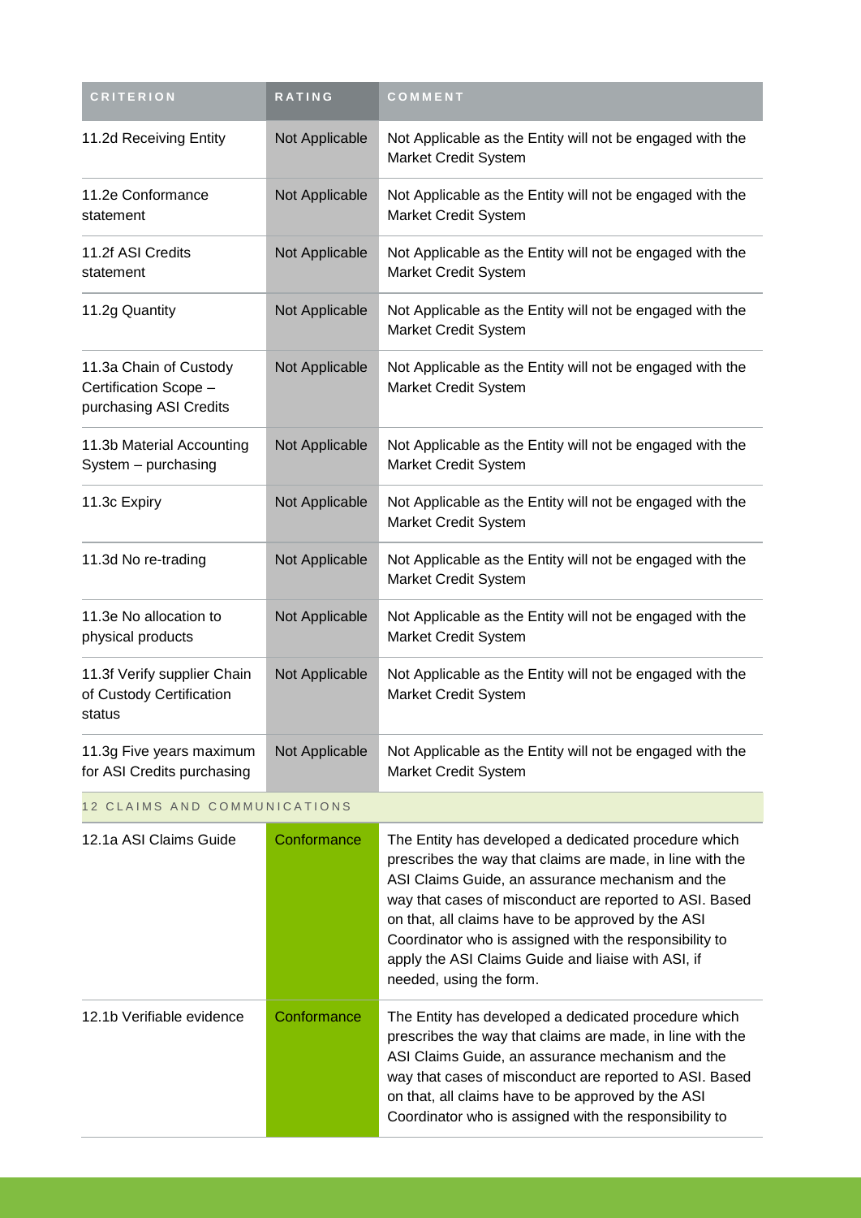| CRITERION | RATING | COMMENT |
|---|---|---|
| 11.2d Receiving Entity | Not Applicable | Not Applicable as the Entity will not be engaged with the Market Credit System |
| 11.2e Conformance statement | Not Applicable | Not Applicable as the Entity will not be engaged with the Market Credit System |
| 11.2f ASI Credits statement | Not Applicable | Not Applicable as the Entity will not be engaged with the Market Credit System |
| 11.2g Quantity | Not Applicable | Not Applicable as the Entity will not be engaged with the Market Credit System |
| 11.3a Chain of Custody Certification Scope – purchasing ASI Credits | Not Applicable | Not Applicable as the Entity will not be engaged with the Market Credit System |
| 11.3b Material Accounting System – purchasing | Not Applicable | Not Applicable as the Entity will not be engaged with the Market Credit System |
| 11.3c Expiry | Not Applicable | Not Applicable as the Entity will not be engaged with the Market Credit System |
| 11.3d No re-trading | Not Applicable | Not Applicable as the Entity will not be engaged with the Market Credit System |
| 11.3e No allocation to physical products | Not Applicable | Not Applicable as the Entity will not be engaged with the Market Credit System |
| 11.3f Verify supplier Chain of Custody Certification status | Not Applicable | Not Applicable as the Entity will not be engaged with the Market Credit System |
| 11.3g Five years maximum for ASI Credits purchasing | Not Applicable | Not Applicable as the Entity will not be engaged with the Market Credit System |
| 12 CLAIMS AND COMMUNICATIONS | | |
| 12.1a ASI Claims Guide | Conformance | The Entity has developed a dedicated procedure which prescribes the way that claims are made, in line with the ASI Claims Guide, an assurance mechanism and the way that cases of misconduct are reported to ASI. Based on that, all claims have to be approved by the ASI Coordinator who is assigned with the responsibility to apply the ASI Claims Guide and liaise with ASI, if needed, using the form. |
| 12.1b Verifiable evidence | Conformance | The Entity has developed a dedicated procedure which prescribes the way that claims are made, in line with the ASI Claims Guide, an assurance mechanism and the way that cases of misconduct are reported to ASI. Based on that, all claims have to be approved by the ASI Coordinator who is assigned with the responsibility to |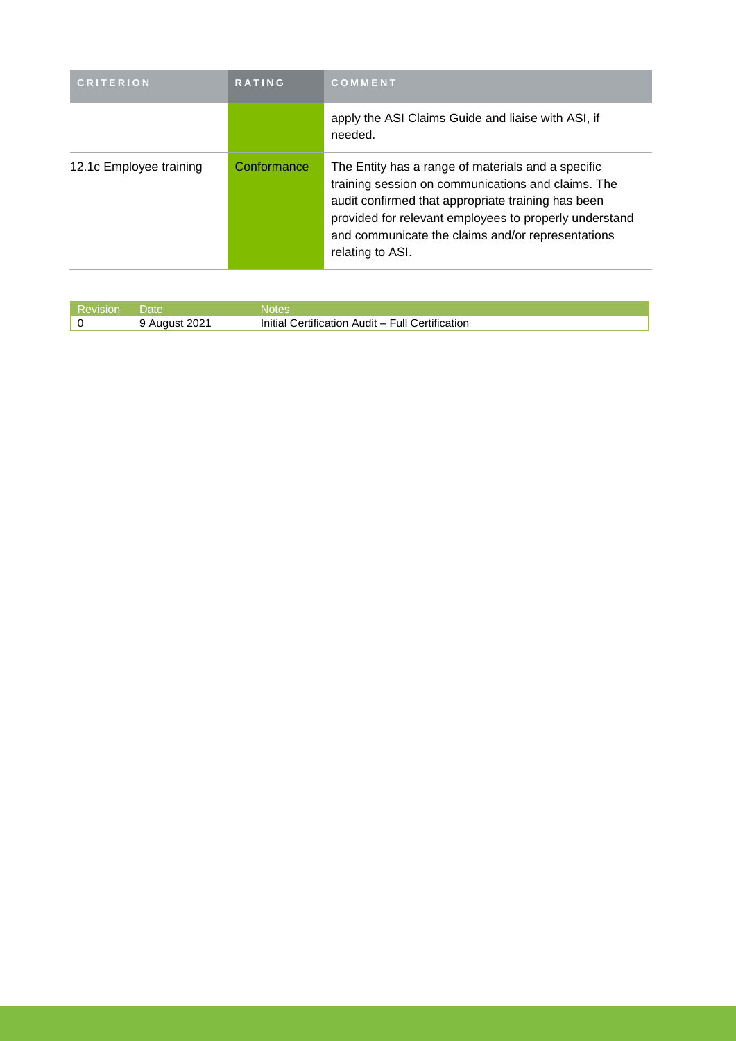| CRITERION | RATING | COMMENT |
| --- | --- | --- |
| | | apply the ASI Claims Guide and liaise with ASI, if needed. |
| 12.1c Employee training | Conformance | The Entity has a range of materials and a specific training session on communications and claims. The audit confirmed that appropriate training has been provided for relevant employees to properly understand and communicate the claims and/or representations relating to ASI. |

| Revision | Date | Notes |
| --- | --- | --- |
| 0 | 9 August 2021 | Initial Certification Audit – Full Certification |